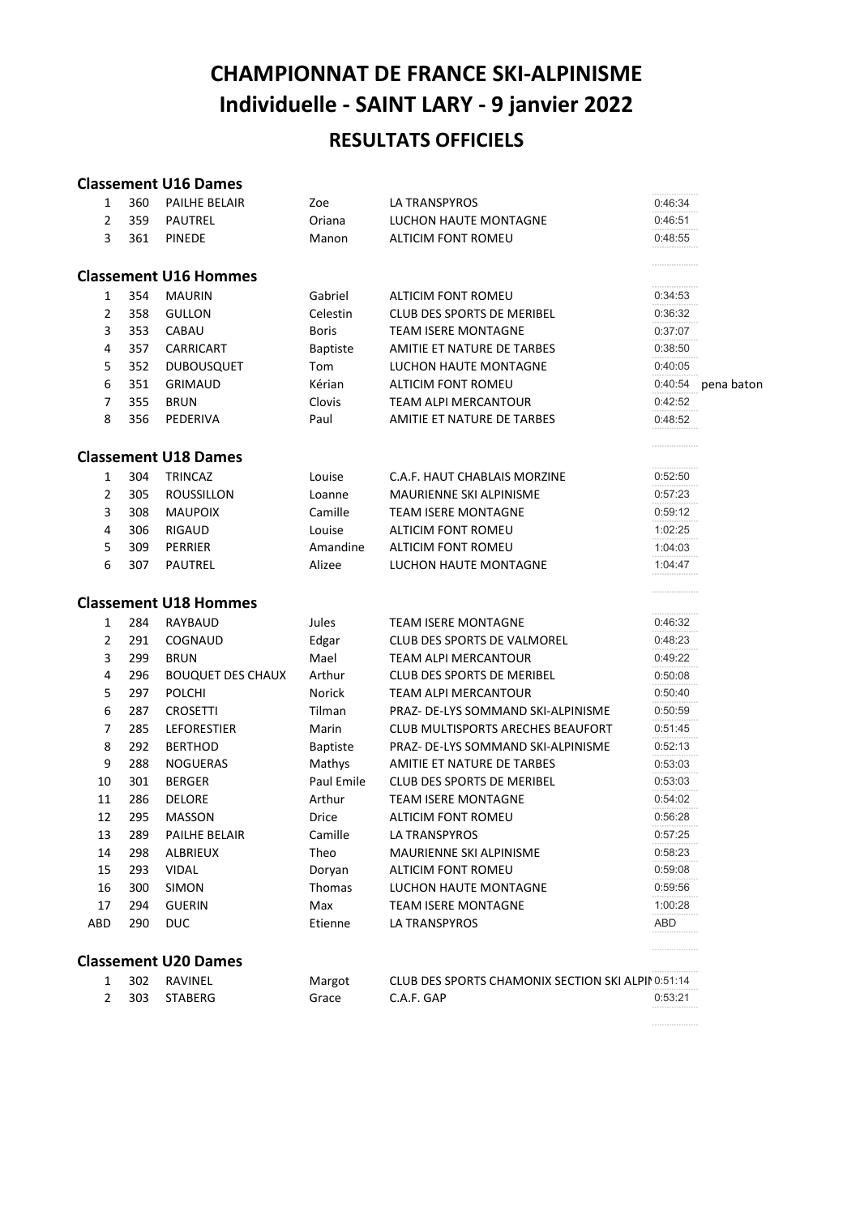# CHAMPIONNAT DE FRANCE SKI-ALPINISME
# Individuelle - SAINT LARY - 9 janvier 2022
## RESULTATS OFFICIELS

### Classement U16 Dames

| | | | | | | |
|---|---|---|---|---|---|---|
| 1 | 360 | PAILHE BELAIR | Zoe | LA TRANSPYROS | 0:46:34 | |
| 2 | 359 | PAUTREL | Oriana | LUCHON HAUTE MONTAGNE | 0:46:51 | |
| 3 | 361 | PINEDE | Manon | ALTICIM FONT ROMEU | 0:48:55 | |

### Classement U16 Hommes

| | | | | | | |
|---|---|---|---|---|---|---|
| 1 | 354 | MAURIN | Gabriel | ALTICIM FONT ROMEU | 0:34:53 | |
| 2 | 358 | GULLON | Celestin | CLUB DES SPORTS DE MERIBEL | 0:36:32 | |
| 3 | 353 | CABAU | Boris | TEAM ISERE MONTAGNE | 0:37:07 | |
| 4 | 357 | CARRICART | Baptiste | AMITIE ET NATURE DE TARBES | 0:38:50 | |
| 5 | 352 | DUBOUSQUET | Tom | LUCHON HAUTE MONTAGNE | 0:40:05 | |
| 6 | 351 | GRIMAUD | Kérian | ALTICIM FONT ROMEU | 0:40:54 | pena baton |
| 7 | 355 | BRUN | Clovis | TEAM ALPI MERCANTOUR | 0:42:52 | |
| 8 | 356 | PEDERIVA | Paul | AMITIE ET NATURE DE TARBES | 0:48:52 | |

### Classement U18 Dames

| | | | | | | |
|---|---|---|---|---|---|---|
| 1 | 304 | TRINCAZ | Louise | C.A.F. HAUT CHABLAIS MORZINE | 0:52:50 | |
| 2 | 305 | ROUSSILLON | Loanne | MAURIENNE SKI ALPINISME | 0:57:23 | |
| 3 | 308 | MAUPOIX | Camille | TEAM ISERE MONTAGNE | 0:59:12 | |
| 4 | 306 | RIGAUD | Louise | ALTICIM FONT ROMEU | 1:02:25 | |
| 5 | 309 | PERRIER | Amandine | ALTICIM FONT ROMEU | 1:04:03 | |
| 6 | 307 | PAUTREL | Alizee | LUCHON HAUTE MONTAGNE | 1:04:47 | |

### Classement U18 Hommes

| | | | | | | |
|---|---|---|---|---|---|---|
| 1 | 284 | RAYBAUD | Jules | TEAM ISERE MONTAGNE | 0:46:32 | |
| 2 | 291 | COGNAUD | Edgar | CLUB DES SPORTS DE VALMOREL | 0:48:23 | |
| 3 | 299 | BRUN | Mael | TEAM ALPI MERCANTOUR | 0:49:22 | |
| 4 | 296 | BOUQUET DES CHAUX | Arthur | CLUB DES SPORTS DE MERIBEL | 0:50:08 | |
| 5 | 297 | POLCHI | Norick | TEAM ALPI MERCANTOUR | 0:50:40 | |
| 6 | 287 | CROSETTI | Tilman | PRAZ- DE-LYS SOMMAND SKI-ALPINISME | 0:50:59 | |
| 7 | 285 | LEFORESTIER | Marin | CLUB MULTISPORTS ARECHES BEAUFORT | 0:51:45 | |
| 8 | 292 | BERTHOD | Baptiste | PRAZ- DE-LYS SOMMAND SKI-ALPINISME | 0:52:13 | |
| 9 | 288 | NOGUERAS | Mathys | AMITIE ET NATURE DE TARBES | 0:53:03 | |
| 10 | 301 | BERGER | Paul Emile | CLUB DES SPORTS DE MERIBEL | 0:53:03 | |
| 11 | 286 | DELORE | Arthur | TEAM ISERE MONTAGNE | 0:54:02 | |
| 12 | 295 | MASSON | Drice | ALTICIM FONT ROMEU | 0:56:28 | |
| 13 | 289 | PAILHE BELAIR | Camille | LA TRANSPYROS | 0:57:25 | |
| 14 | 298 | ALBRIEUX | Theo | MAURIENNE SKI ALPINISME | 0:58:23 | |
| 15 | 293 | VIDAL | Doryan | ALTICIM FONT ROMEU | 0:59:08 | |
| 16 | 300 | SIMON | Thomas | LUCHON HAUTE MONTAGNE | 0:59:56 | |
| 17 | 294 | GUERIN | Max | TEAM ISERE MONTAGNE | 1:00:28 | |
| ABD | 290 | DUC | Etienne | LA TRANSPYROS | ABD | |

### Classement U20 Dames

| | | | | | | |
|---|---|---|---|---|---|---|
| 1 | 302 | RAVINEL | Margot | CLUB DES SPORTS CHAMONIX SECTION SKI ALPIN | 0:51:14 | |
| 2 | 303 | STABERG | Grace | C.A.F. GAP | 0:53:21 | |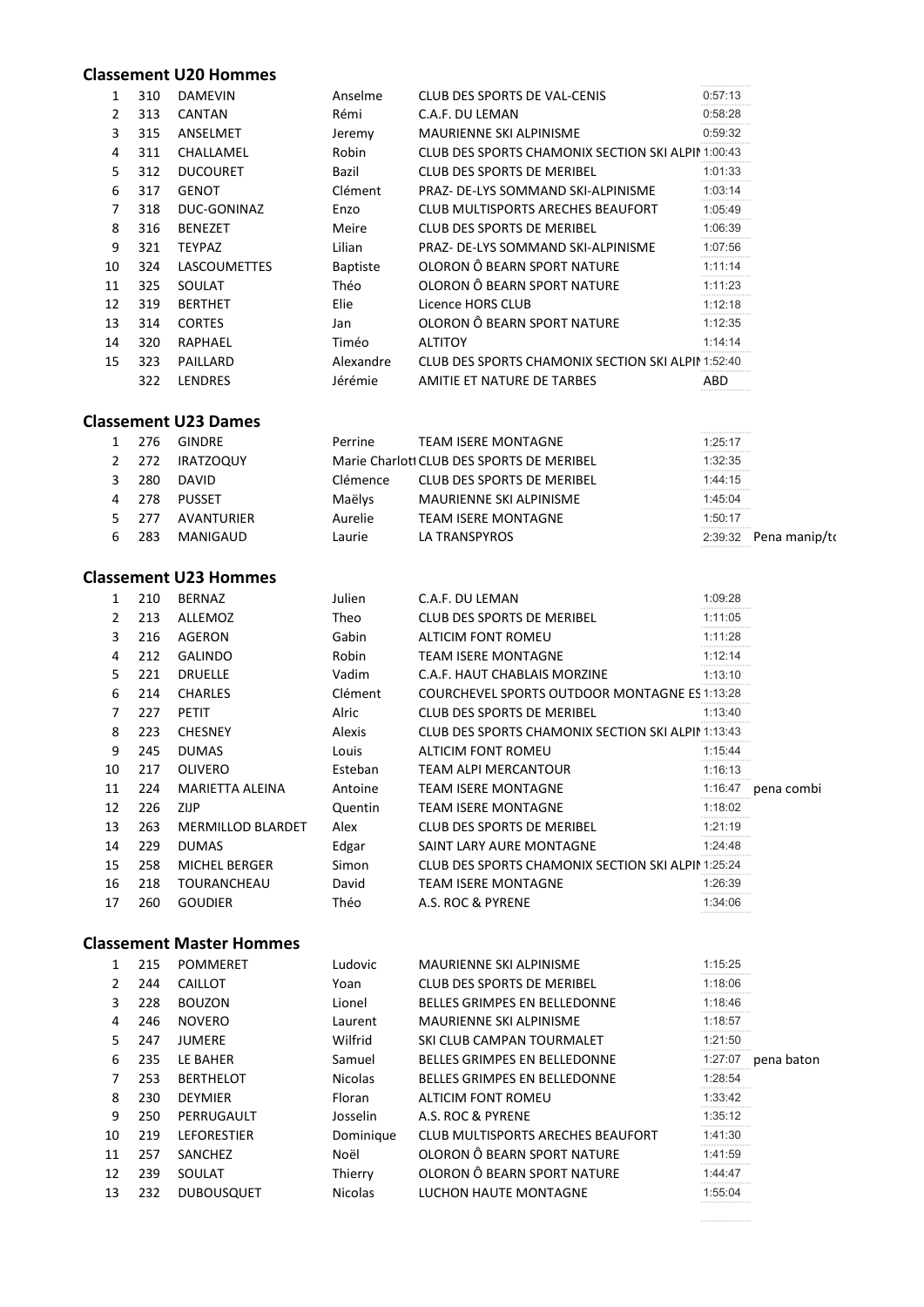## Classement U20 Hommes

| | | | | | | |
|---|---|---|---|---|---|---|
| 1 | 310 | DAMEVIN | Anselme | CLUB DES SPORTS DE VAL-CENIS | 0:57:13 | |
| 2 | 313 | CANTAN | Rémi | C.A.F. DU LEMAN | 0:58:28 | |
| 3 | 315 | ANSELMET | Jeremy | MAURIENNE SKI ALPINISME | 0:59:32 | |
| 4 | 311 | CHALLAMEL | Robin | CLUB DES SPORTS CHAMONIX SECTION SKI ALPIN | 1:00:43 | |
| 5 | 312 | DUCOURET | Bazil | CLUB DES SPORTS DE MERIBEL | 1:01:33 | |
| 6 | 317 | GENOT | Clément | PRAZ- DE-LYS SOMMAND SKI-ALPINISME | 1:03:14 | |
| 7 | 318 | DUC-GONINAZ | Enzo | CLUB MULTISPORTS ARECHES BEAUFORT | 1:05:49 | |
| 8 | 316 | BENEZET | Meire | CLUB DES SPORTS DE MERIBEL | 1:06:39 | |
| 9 | 321 | TEYPAZ | Lilian | PRAZ- DE-LYS SOMMAND SKI-ALPINISME | 1:07:56 | |
| 10 | 324 | LASCOUMETTES | Baptiste | OLORON Ô BEARN SPORT NATURE | 1:11:14 | |
| 11 | 325 | SOULAT | Théo | OLORON Ô BEARN SPORT NATURE | 1:11:23 | |
| 12 | 319 | BERTHET | Elie | Licence HORS CLUB | 1:12:18 | |
| 13 | 314 | CORTES | Jan | OLORON Ô BEARN SPORT NATURE | 1:12:35 | |
| 14 | 320 | RAPHAEL | Timéo | ALTITOY | 1:14:14 | |
| 15 | 323 | PAILLARD | Alexandre | CLUB DES SPORTS CHAMONIX SECTION SKI ALPIN | 1:52:40 | |
| | 322 | LENDRES | Jérémie | AMITIE ET NATURE DE TARBES | ABD | |

## Classement U23 Dames

| | | | | | | |
|---|---|---|---|---|---|---|
| 1 | 276 | GINDRE | Perrine | TEAM ISERE MONTAGNE | 1:25:17 | |
| 2 | 272 | IRATZOQUY | Marie Charlott | CLUB DES SPORTS DE MERIBEL | 1:32:35 | |
| 3 | 280 | DAVID | Clémence | CLUB DES SPORTS DE MERIBEL | 1:44:15 | |
| 4 | 278 | PUSSET | Maëlys | MAURIENNE SKI ALPINISME | 1:45:04 | |
| 5 | 277 | AVANTURIER | Aurelie | TEAM ISERE MONTAGNE | 1:50:17 | |
| 6 | 283 | MANIGAUD | Laurie | LA TRANSPYROS | 2:39:32 | Pena manip/to |

## Classement U23 Hommes

| | | | | | | |
|---|---|---|---|---|---|---|
| 1 | 210 | BERNAZ | Julien | C.A.F. DU LEMAN | 1:09:28 | |
| 2 | 213 | ALLEMOZ | Theo | CLUB DES SPORTS DE MERIBEL | 1:11:05 | |
| 3 | 216 | AGERON | Gabin | ALTICIM FONT ROMEU | 1:11:28 | |
| 4 | 212 | GALINDO | Robin | TEAM ISERE MONTAGNE | 1:12:14 | |
| 5 | 221 | DRUELLE | Vadim | C.A.F. HAUT CHABLAIS MORZINE | 1:13:10 | |
| 6 | 214 | CHARLES | Clément | COURCHEVEL SPORTS OUTDOOR MONTAGNE ES | 1:13:28 | |
| 7 | 227 | PETIT | Alric | CLUB DES SPORTS DE MERIBEL | 1:13:40 | |
| 8 | 223 | CHESNEY | Alexis | CLUB DES SPORTS CHAMONIX SECTION SKI ALPIN | 1:13:43 | |
| 9 | 245 | DUMAS | Louis | ALTICIM FONT ROMEU | 1:15:44 | |
| 10 | 217 | OLIVERO | Esteban | TEAM ALPI MERCANTOUR | 1:16:13 | |
| 11 | 224 | MARIETTA ALEINA | Antoine | TEAM ISERE MONTAGNE | 1:16:47 | pena combi |
| 12 | 226 | ZIJP | Quentin | TEAM ISERE MONTAGNE | 1:18:02 | |
| 13 | 263 | MERMILLOD BLARDET | Alex | CLUB DES SPORTS DE MERIBEL | 1:21:19 | |
| 14 | 229 | DUMAS | Edgar | SAINT LARY AURE MONTAGNE | 1:24:48 | |
| 15 | 258 | MICHEL BERGER | Simon | CLUB DES SPORTS CHAMONIX SECTION SKI ALPIN | 1:25:24 | |
| 16 | 218 | TOURANCHEAU | David | TEAM ISERE MONTAGNE | 1:26:39 | |
| 17 | 260 | GOUDIER | Théo | A.S. ROC & PYRENE | 1:34:06 | |

## Classement Master Hommes

| | | | | | | |
|---|---|---|---|---|---|---|
| 1 | 215 | POMMERET | Ludovic | MAURIENNE SKI ALPINISME | 1:15:25 | |
| 2 | 244 | CAILLOT | Yoan | CLUB DES SPORTS DE MERIBEL | 1:18:06 | |
| 3 | 228 | BOUZON | Lionel | BELLES GRIMPES EN BELLEDONNE | 1:18:46 | |
| 4 | 246 | NOVERO | Laurent | MAURIENNE SKI ALPINISME | 1:18:57 | |
| 5 | 247 | JUMERE | Wilfrid | SKI CLUB CAMPAN TOURMALET | 1:21:50 | |
| 6 | 235 | LE BAHER | Samuel | BELLES GRIMPES EN BELLEDONNE | 1:27:07 | pena baton |
| 7 | 253 | BERTHELOT | Nicolas | BELLES GRIMPES EN BELLEDONNE | 1:28:54 | |
| 8 | 230 | DEYMIER | Floran | ALTICIM FONT ROMEU | 1:33:42 | |
| 9 | 250 | PERRUGAULT | Josselin | A.S. ROC & PYRENE | 1:35:12 | |
| 10 | 219 | LEFORESTIER | Dominique | CLUB MULTISPORTS ARECHES BEAUFORT | 1:41:30 | |
| 11 | 257 | SANCHEZ | Noël | OLORON Ô BEARN SPORT NATURE | 1:41:59 | |
| 12 | 239 | SOULAT | Thierry | OLORON Ô BEARN SPORT NATURE | 1:44:47 | |
| 13 | 232 | DUBOUSQUET | Nicolas | LUCHON HAUTE MONTAGNE | 1:55:04 | |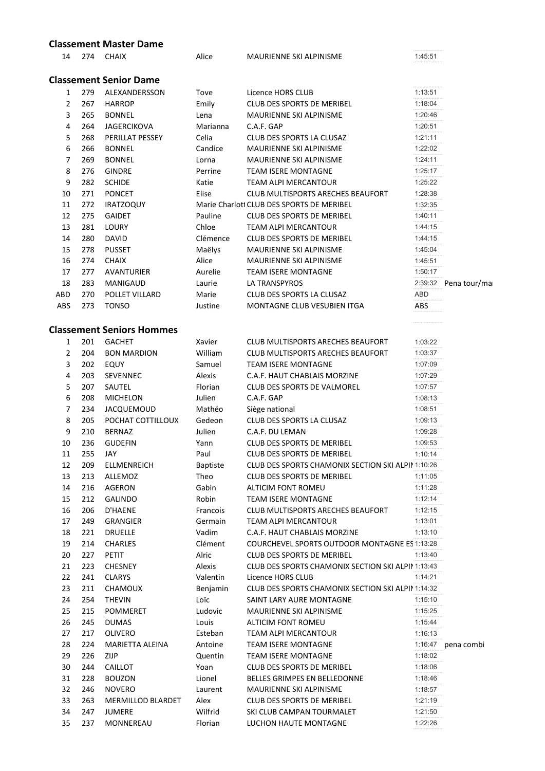### Classement Master Dame

| | | | | | | |
|---|---|---|---|---|---|---|
| 14 | 274 | CHAIX | Alice | MAURIENNE SKI ALPINISME | 1:45:51 | |

### Classement Senior Dame

| | | | | | | |
|---|---|---|---|---|---|---|
| 1 | 279 | ALEXANDERSSON | Tove | Licence HORS CLUB | 1:13:51 | |
| 2 | 267 | HARROP | Emily | CLUB DES SPORTS DE MERIBEL | 1:18:04 | |
| 3 | 265 | BONNEL | Lena | MAURIENNE SKI ALPINISME | 1:20:46 | |
| 4 | 264 | JAGERCIKOVA | Marianna | C.A.F. GAP | 1:20:51 | |
| 5 | 268 | PERILLAT PESSEY | Celia | CLUB DES SPORTS LA CLUSAZ | 1:21:11 | |
| 6 | 266 | BONNEL | Candice | MAURIENNE SKI ALPINISME | 1:22:02 | |
| 7 | 269 | BONNEL | Lorna | MAURIENNE SKI ALPINISME | 1:24:11 | |
| 8 | 276 | GINDRE | Perrine | TEAM ISERE MONTAGNE | 1:25:17 | |
| 9 | 282 | SCHIDE | Katie | TEAM ALPI MERCANTOUR | 1:25:22 | |
| 10 | 271 | PONCET | Elise | CLUB MULTISPORTS ARECHES BEAUFORT | 1:28:38 | |
| 11 | 272 | IRATZOQUY | Marie Charlott | CLUB DES SPORTS DE MERIBEL | 1:32:35 | |
| 12 | 275 | GAIDET | Pauline | CLUB DES SPORTS DE MERIBEL | 1:40:11 | |
| 13 | 281 | LOURY | Chloe | TEAM ALPI MERCANTOUR | 1:44:15 | |
| 14 | 280 | DAVID | Clémence | CLUB DES SPORTS DE MERIBEL | 1:44:15 | |
| 15 | 278 | PUSSET | Maëlys | MAURIENNE SKI ALPINISME | 1:45:04 | |
| 16 | 274 | CHAIX | Alice | MAURIENNE SKI ALPINISME | 1:45:51 | |
| 17 | 277 | AVANTURIER | Aurelie | TEAM ISERE MONTAGNE | 1:50:17 | |
| 18 | 283 | MANIGAUD | Laurie | LA TRANSPYROS | 2:39:32 | Pena tour/mai |
| ABD | 270 | POLLET VILLARD | Marie | CLUB DES SPORTS LA CLUSAZ | ABD | |
| ABS | 273 | TONSO | Justine | MONTAGNE CLUB VESUBIEN ITGA | ABS | |

### Classement Seniors Hommes

| | | | | | | |
|---|---|---|---|---|---|---|
| 1 | 201 | GACHET | Xavier | CLUB MULTISPORTS ARECHES BEAUFORT | 1:03:22 | |
| 2 | 204 | BON MARDION | William | CLUB MULTISPORTS ARECHES BEAUFORT | 1:03:37 | |
| 3 | 202 | EQUY | Samuel | TEAM ISERE MONTAGNE | 1:07:09 | |
| 4 | 203 | SEVENNEC | Alexis | C.A.F. HAUT CHABLAIS MORZINE | 1:07:29 | |
| 5 | 207 | SAUTEL | Florian | CLUB DES SPORTS DE VALMOREL | 1:07:57 | |
| 6 | 208 | MICHELON | Julien | C.A.F. GAP | 1:08:13 | |
| 7 | 234 | JACQUEMOUD | Mathéo | Siège national | 1:08:51 | |
| 8 | 205 | POCHAT COTTILLOUX | Gedeon | CLUB DES SPORTS LA CLUSAZ | 1:09:13 | |
| 9 | 210 | BERNAZ | Julien | C.A.F. DU LEMAN | 1:09:28 | |
| 10 | 236 | GUDEFIN | Yann | CLUB DES SPORTS DE MERIBEL | 1:09:53 | |
| 11 | 255 | JAY | Paul | CLUB DES SPORTS DE MERIBEL | 1:10:14 | |
| 12 | 209 | ELLMENREICH | Baptiste | CLUB DES SPORTS CHAMONIX SECTION SKI ALPIN | 1:10:26 | |
| 13 | 213 | ALLEMOZ | Theo | CLUB DES SPORTS DE MERIBEL | 1:11:05 | |
| 14 | 216 | AGERON | Gabin | ALTICIM FONT ROMEU | 1:11:28 | |
| 15 | 212 | GALINDO | Robin | TEAM ISERE MONTAGNE | 1:12:14 | |
| 16 | 206 | D'HAENE | Francois | CLUB MULTISPORTS ARECHES BEAUFORT | 1:12:15 | |
| 17 | 249 | GRANGIER | Germain | TEAM ALPI MERCANTOUR | 1:13:01 | |
| 18 | 221 | DRUELLE | Vadim | C.A.F. HAUT CHABLAIS MORZINE | 1:13:10 | |
| 19 | 214 | CHARLES | Clément | COURCHEVEL SPORTS OUTDOOR MONTAGNE ES | 1:13:28 | |
| 20 | 227 | PETIT | Alric | CLUB DES SPORTS DE MERIBEL | 1:13:40 | |
| 21 | 223 | CHESNEY | Alexis | CLUB DES SPORTS CHAMONIX SECTION SKI ALPIN | 1:13:43 | |
| 22 | 241 | CLARYS | Valentin | Licence HORS CLUB | 1:14:21 | |
| 23 | 211 | CHAMOUX | Benjamin | CLUB DES SPORTS CHAMONIX SECTION SKI ALPIN | 1:14:32 | |
| 24 | 254 | THEVIN | Loïc | SAINT LARY AURE MONTAGNE | 1:15:10 | |
| 25 | 215 | POMMERET | Ludovic | MAURIENNE SKI ALPINISME | 1:15:25 | |
| 26 | 245 | DUMAS | Louis | ALTICIM FONT ROMEU | 1:15:44 | |
| 27 | 217 | OLIVERO | Esteban | TEAM ALPI MERCANTOUR | 1:16:13 | |
| 28 | 224 | MARIETTA ALEINA | Antoine | TEAM ISERE MONTAGNE | 1:16:47 | pena combi |
| 29 | 226 | ZIJP | Quentin | TEAM ISERE MONTAGNE | 1:18:02 | |
| 30 | 244 | CAILLOT | Yoan | CLUB DES SPORTS DE MERIBEL | 1:18:06 | |
| 31 | 228 | BOUZON | Lionel | BELLES GRIMPES EN BELLEDONNE | 1:18:46 | |
| 32 | 246 | NOVERO | Laurent | MAURIENNE SKI ALPINISME | 1:18:57 | |
| 33 | 263 | MERMILLOD BLARDET | Alex | CLUB DES SPORTS DE MERIBEL | 1:21:19 | |
| 34 | 247 | JUMERE | Wilfrid | SKI CLUB CAMPAN TOURMALET | 1:21:50 | |
| 35 | 237 | MONNEREAU | Florian | LUCHON HAUTE MONTAGNE | 1:22:26 | |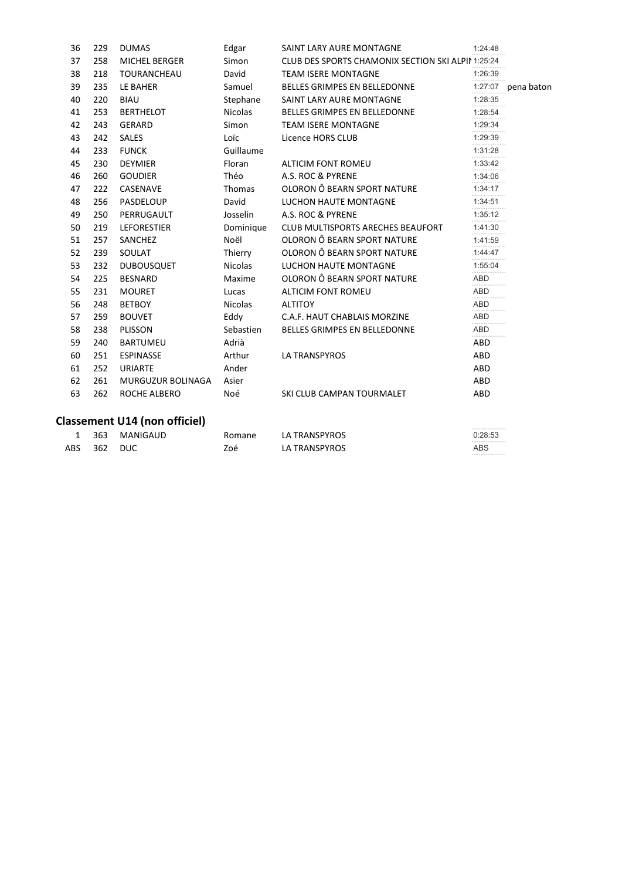| | | | | | | |
|---|---|---|---|---|---|---|
| 36 | 229 | DUMAS | Edgar | SAINT LARY AURE MONTAGNE | 1:24:48 | |
| 37 | 258 | MICHEL BERGER | Simon | CLUB DES SPORTS CHAMONIX SECTION SKI ALPIN | 1:25:24 | |
| 38 | 218 | TOURANCHEAU | David | TEAM ISERE MONTAGNE | 1:26:39 | |
| 39 | 235 | LE BAHER | Samuel | BELLES GRIMPES EN BELLEDONNE | 1:27:07 | pena baton |
| 40 | 220 | BIAU | Stephane | SAINT LARY AURE MONTAGNE | 1:28:35 | |
| 41 | 253 | BERTHELOT | Nicolas | BELLES GRIMPES EN BELLEDONNE | 1:28:54 | |
| 42 | 243 | GERARD | Simon | TEAM ISERE MONTAGNE | 1:29:34 | |
| 43 | 242 | SALES | Loïc | Licence HORS CLUB | 1:29:39 | |
| 44 | 233 | FUNCK | Guillaume | | 1:31:28 | |
| 45 | 230 | DEYMIER | Floran | ALTICIM FONT ROMEU | 1:33:42 | |
| 46 | 260 | GOUDIER | Théo | A.S. ROC & PYRENE | 1:34:06 | |
| 47 | 222 | CASENAVE | Thomas | OLORON Ô BEARN SPORT NATURE | 1:34:17 | |
| 48 | 256 | PASDELOUP | David | LUCHON HAUTE MONTAGNE | 1:34:51 | |
| 49 | 250 | PERRUGAULT | Josselin | A.S. ROC & PYRENE | 1:35:12 | |
| 50 | 219 | LEFORESTIER | Dominique | CLUB MULTISPORTS ARECHES BEAUFORT | 1:41:30 | |
| 51 | 257 | SANCHEZ | Noël | OLORON Ô BEARN SPORT NATURE | 1:41:59 | |
| 52 | 239 | SOULAT | Thierry | OLORON Ô BEARN SPORT NATURE | 1:44:47 | |
| 53 | 232 | DUBOUSQUET | Nicolas | LUCHON HAUTE MONTAGNE | 1:55:04 | |
| 54 | 225 | BESNARD | Maxime | OLORON Ô BEARN SPORT NATURE | ABD | |
| 55 | 231 | MOURET | Lucas | ALTICIM FONT ROMEU | ABD | |
| 56 | 248 | BETBOY | Nicolas | ALTITOY | ABD | |
| 57 | 259 | BOUVET | Eddy | C.A.F. HAUT CHABLAIS MORZINE | ABD | |
| 58 | 238 | PLISSON | Sebastien | BELLES GRIMPES EN BELLEDONNE | ABD | |
| 59 | 240 | BARTUMEU | Adrià | | ABD | |
| 60 | 251 | ESPINASSE | Arthur | LA TRANSPYROS | ABD | |
| 61 | 252 | URIARTE | Ander | | ABD | |
| 62 | 261 | MURGUZUR BOLINAGA | Asier | | ABD | |
| 63 | 262 | ROCHE ALBERO | Noé | SKI CLUB CAMPAN TOURMALET | ABD | |

## Classement U14 (non officiel)

| | | | | | |
|---|---|---|---|---|---|
| 1 | 363 | MANIGAUD | Romane | LA TRANSPYROS | 0:28:53 |
| ABS | 362 | DUC | Zoé | LA TRANSPYROS | ABS |